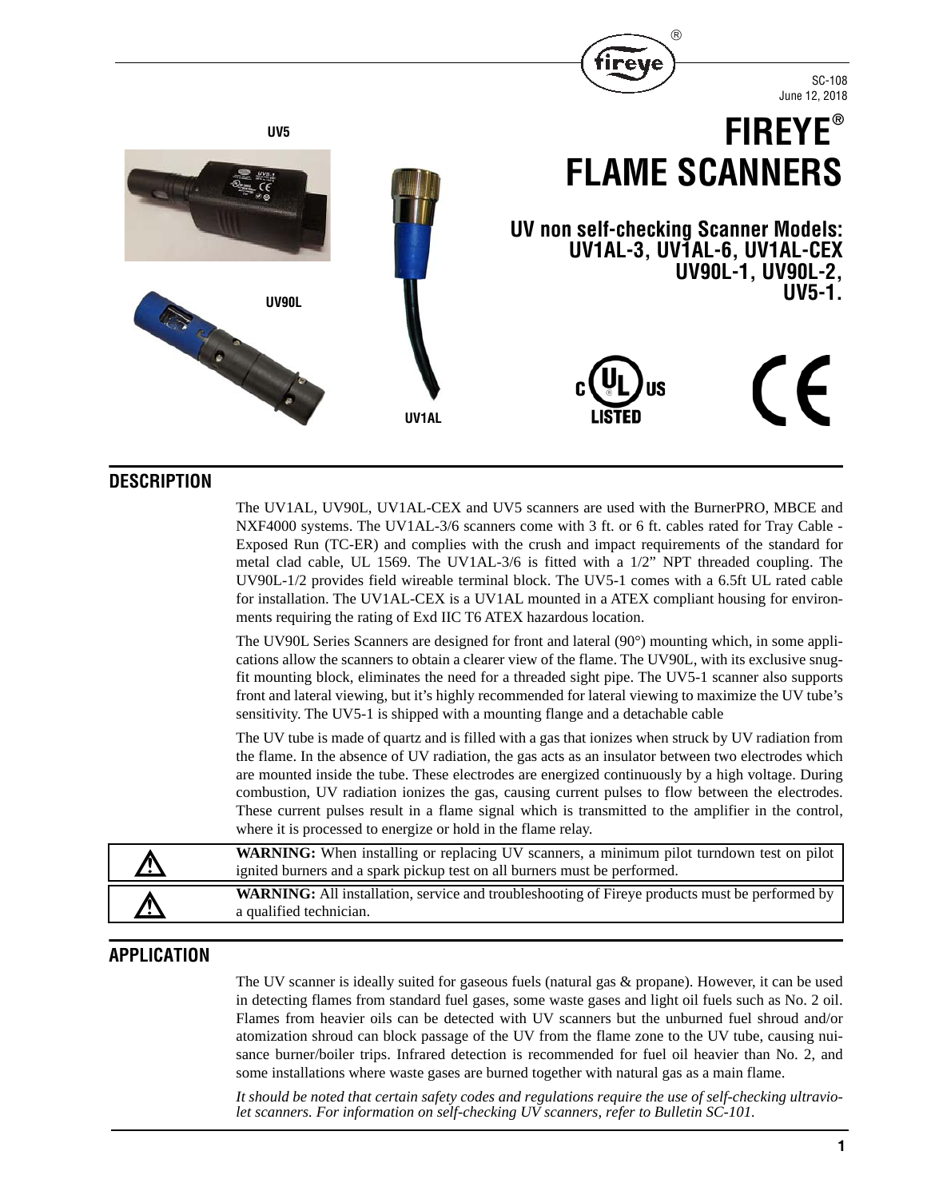SC-108
June 12, 2018

# FIREYE® FLAME SCANNERS

## UV non self-checking Scanner Models: UV1AL-3, UV1AL-6, UV1AL-CEX UV90L-1, UV90L-2, UV5-1.

UV5

UV90L

UV1AL

## DESCRIPTION

The UV1AL, UV90L, UV1AL-CEX and UV5 scanners are used with the BurnerPRO, MBCE and NXF4000 systems. The UV1AL-3/6 scanners come with 3 ft. or 6 ft. cables rated for Tray Cable - Exposed Run (TC-ER) and complies with the crush and impact requirements of the standard for metal clad cable, UL 1569. The UV1AL-3/6 is fitted with a 1/2" NPT threaded coupling. The UV90L-1/2 provides field wireable terminal block. The UV5-1 comes with a 6.5ft UL rated cable for installation. The UV1AL-CEX is a UV1AL mounted in a ATEX compliant housing for environments requiring the rating of Exd IIC T6 ATEX hazardous location.

The UV90L Series Scanners are designed for front and lateral (90°) mounting which, in some applications allow the scanners to obtain a clearer view of the flame. The UV90L, with its exclusive snug-fit mounting block, eliminates the need for a threaded sight pipe. The UV5-1 scanner also supports front and lateral viewing, but it's highly recommended for lateral viewing to maximize the UV tube's sensitivity. The UV5-1 is shipped with a mounting flange and a detachable cable

The UV tube is made of quartz and is filled with a gas that ionizes when struck by UV radiation from the flame. In the absence of UV radiation, the gas acts as an insulator between two electrodes which are mounted inside the tube. These electrodes are energized continuously by a high voltage. During combustion, UV radiation ionizes the gas, causing current pulses to flow between the electrodes. These current pulses result in a flame signal which is transmitted to the amplifier in the control, where it is processed to energize or hold in the flame relay.

| | |
|---|---|
| ⚠ | **WARNING:** When installing or replacing UV scanners, a minimum pilot turndown test on pilot ignited burners and a spark pickup test on all burners must be performed. |
| ⚠ | **WARNING:** All installation, service and troubleshooting of Fireye products must be performed by a qualified technician. |

## APPLICATION

The UV scanner is ideally suited for gaseous fuels (natural gas & propane). However, it can be used in detecting flames from standard fuel gases, some waste gases and light oil fuels such as No. 2 oil. Flames from heavier oils can be detected with UV scanners but the unburned fuel shroud and/or atomization shroud can block passage of the UV from the flame zone to the UV tube, causing nuisance burner/boiler trips. Infrared detection is recommended for fuel oil heavier than No. 2, and some installations where waste gases are burned together with natural gas as a main flame.

*It should be noted that certain safety codes and regulations require the use of self-checking ultraviolet scanners. For information on self-checking UV scanners, refer to Bulletin SC-101.*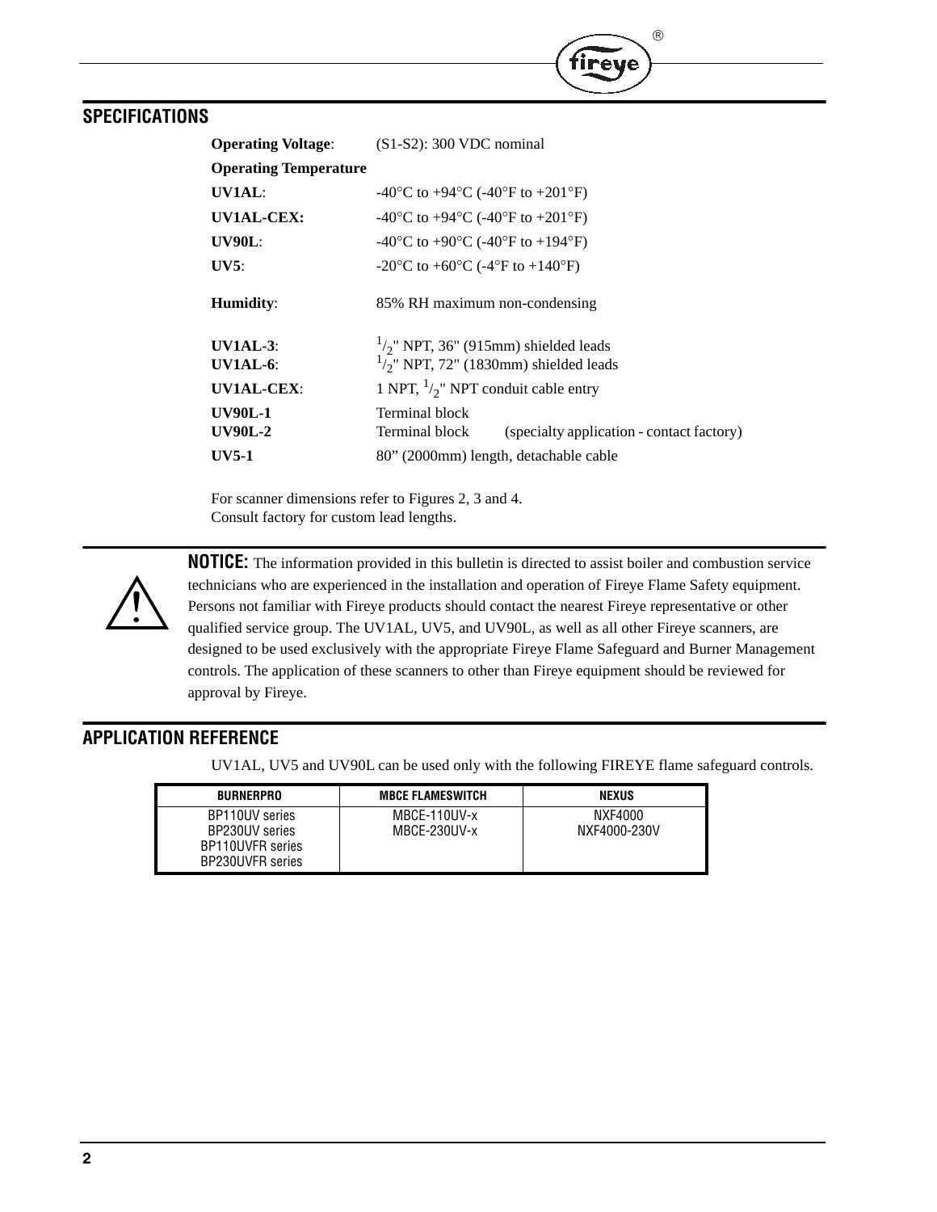## SPECIFICATIONS

**Operating Voltage**: (S1-S2): 300 VDC nominal

**Operating Temperature**

| | |
|---|---|
| **UV1AL**: | -40°C to +94°C (-40°F to +201°F) |
| **UV1AL-CEX:** | -40°C to +94°C (-40°F to +201°F) |
| **UV90L**: | -40°C to +90°C (-40°F to +194°F) |
| **UV5**: | -20°C to +60°C (-4°F to +140°F) |

**Humidity**: 85% RH maximum non-condensing

| | |
|---|---|
| **UV1AL-3**: | 1/2" NPT, 36" (915mm) shielded leads |
| **UV1AL-6**: | 1/2" NPT, 72" (1830mm) shielded leads |
| **UV1AL-CEX**: | 1 NPT, 1/2" NPT conduit cable entry |
| **UV90L-1** | Terminal block |
| **UV90L-2** | Terminal block (specialty application - contact factory) |
| **UV5-1** | 80" (2000mm) length, detachable cable |

For scanner dimensions refer to Figures 2, 3 and 4.
Consult factory for custom lead lengths.

**NOTICE:** The information provided in this bulletin is directed to assist boiler and combustion service technicians who are experienced in the installation and operation of Fireye Flame Safety equipment. Persons not familiar with Fireye products should contact the nearest Fireye representative or other qualified service group. The UV1AL, UV5, and UV90L, as well as all other Fireye scanners, are designed to be used exclusively with the appropriate Fireye Flame Safeguard and Burner Management controls. The application of these scanners to other than Fireye equipment should be reviewed for approval by Fireye.

## APPLICATION REFERENCE

UV1AL, UV5 and UV90L can be used only with the following FIREYE flame safeguard controls.

| BURNERPRO | MBCE FLAMESWITCH | NEXUS |
|---|---|---|
| BP110UV series<br>BP230UV series<br>BP110UVFR series<br>BP230UVFR series | MBCE-110UV-x<br>MBCE-230UV-x | NXF4000<br>NXF4000-230V |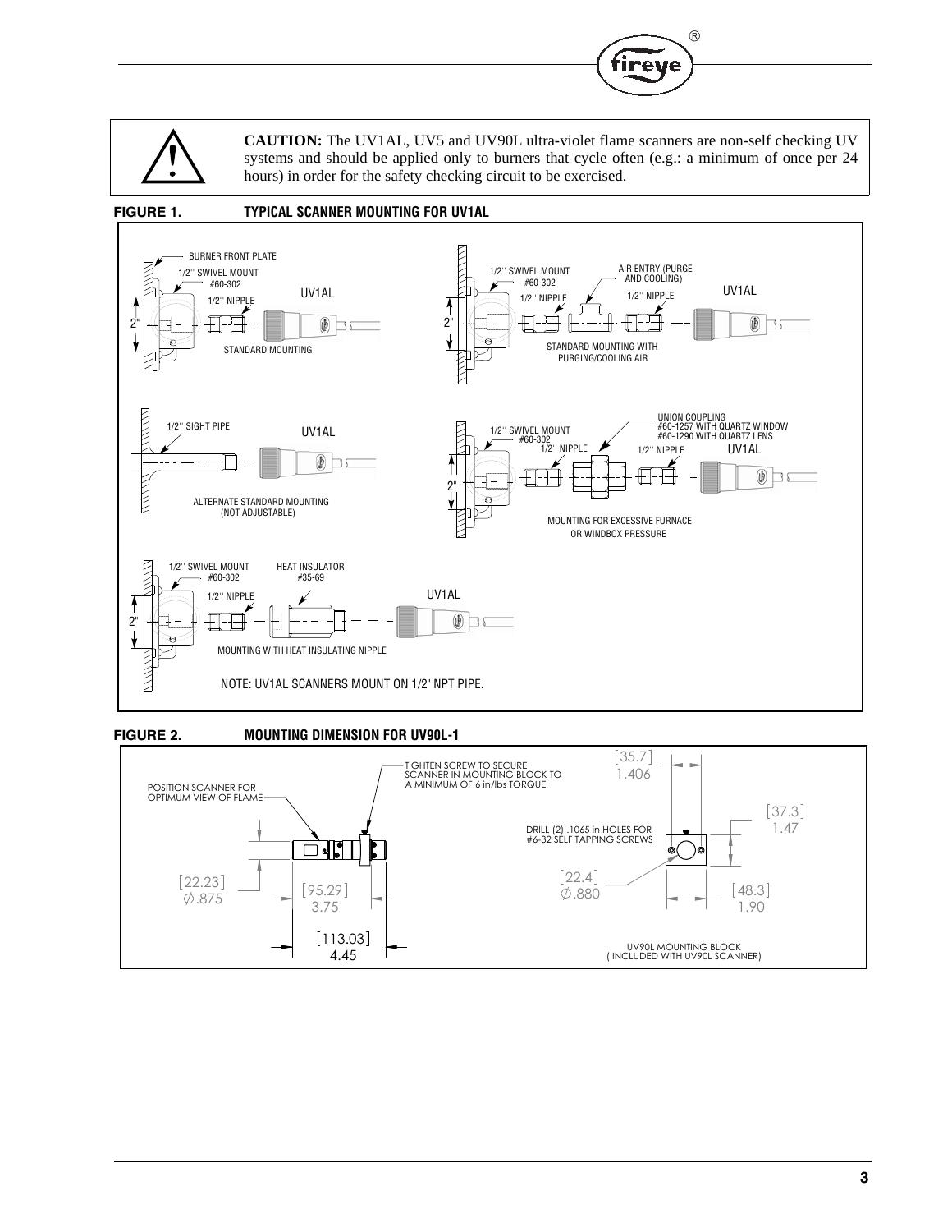**CAUTION:** The UV1AL, UV5 and UV90L ultra-violet flame scanners are non-self checking UV systems and should be applied only to burners that cycle often (e.g.: a minimum of once per 24 hours) in order for the safety checking circuit to be exercised.

**FIGURE 1. TYPICAL SCANNER MOUNTING FOR UV1AL**

BURNER FRONT PLATE
1/2'' SWIVEL MOUNT #60-302
1/2'' NIPPLE
UV1AL
2"
STANDARD MOUNTING

1/2'' SWIVEL MOUNT #60-302
AIR ENTRY (PURGE AND COOLING)
1/2'' NIPPLE
1/2'' NIPPLE
UV1AL
2"
STANDARD MOUNTING WITH PURGING/COOLING AIR

1/2'' SIGHT PIPE
UV1AL
ALTERNATE STANDARD MOUNTING (NOT ADJUSTABLE)

UNION COUPLING
#60-1257 WITH QUARTZ WINDOW
#60-1290 WITH QUARTZ LENS
1/2'' SWIVEL MOUNT #60-302
1/2'' NIPPLE
1/2'' NIPPLE
UV1AL
2"
MOUNTING FOR EXCESSIVE FURNACE OR WINDBOX PRESSURE

1/2'' SWIVEL MOUNT #60-302
HEAT INSULATOR #35-69
1/2'' NIPPLE
UV1AL
2"
MOUNTING WITH HEAT INSULATING NIPPLE

NOTE: UV1AL SCANNERS MOUNT ON 1/2" NPT PIPE.

**FIGURE 2. MOUNTING DIMENSION FOR UV90L-1**

POSITION SCANNER FOR OPTIMUM VIEW OF FLAME
TIGHTEN SCREW TO SECURE SCANNER IN MOUNTING BLOCK TO A MINIMUM OF 6 in/lbs TORQUE
[22.23] ∅.875
[95.29] 3.75
[113.03] 4.45

[35.7] 1.406
[37.3] 1.47
DRILL (2) .1065 in HOLES FOR #6-32 SELF TAPPING SCREWS
[22.4] ∅.880
[48.3] 1.90
UV90L MOUNTING BLOCK ( INCLUDED WITH UV90L SCANNER)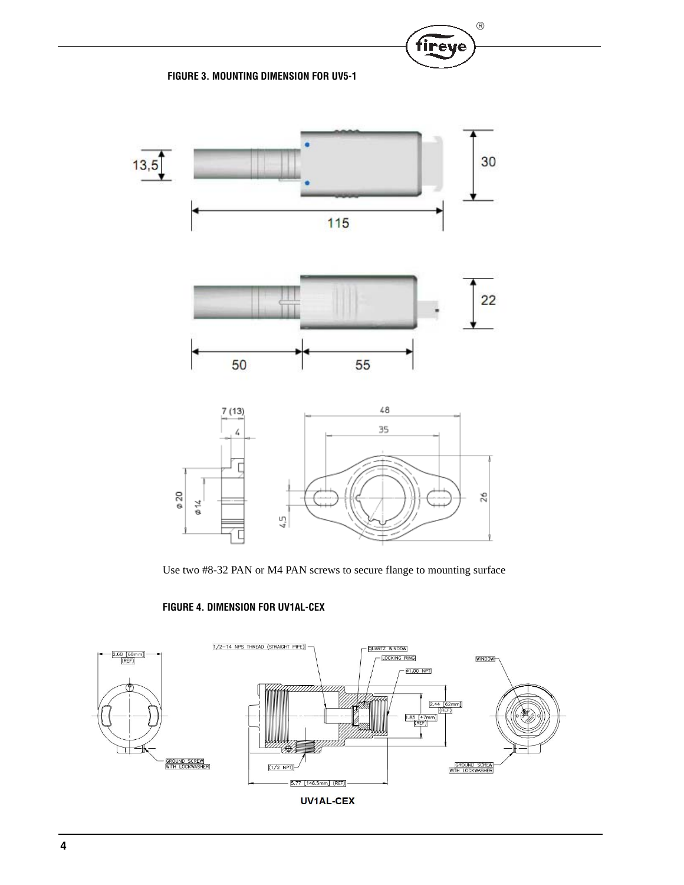**FIGURE 3. MOUNTING DIMENSION FOR UV5-1**

Use two #8-32 PAN or M4 PAN screws to secure flange to mounting surface

**FIGURE 4. DIMENSION FOR UV1AL-CEX**

UV1AL-CEX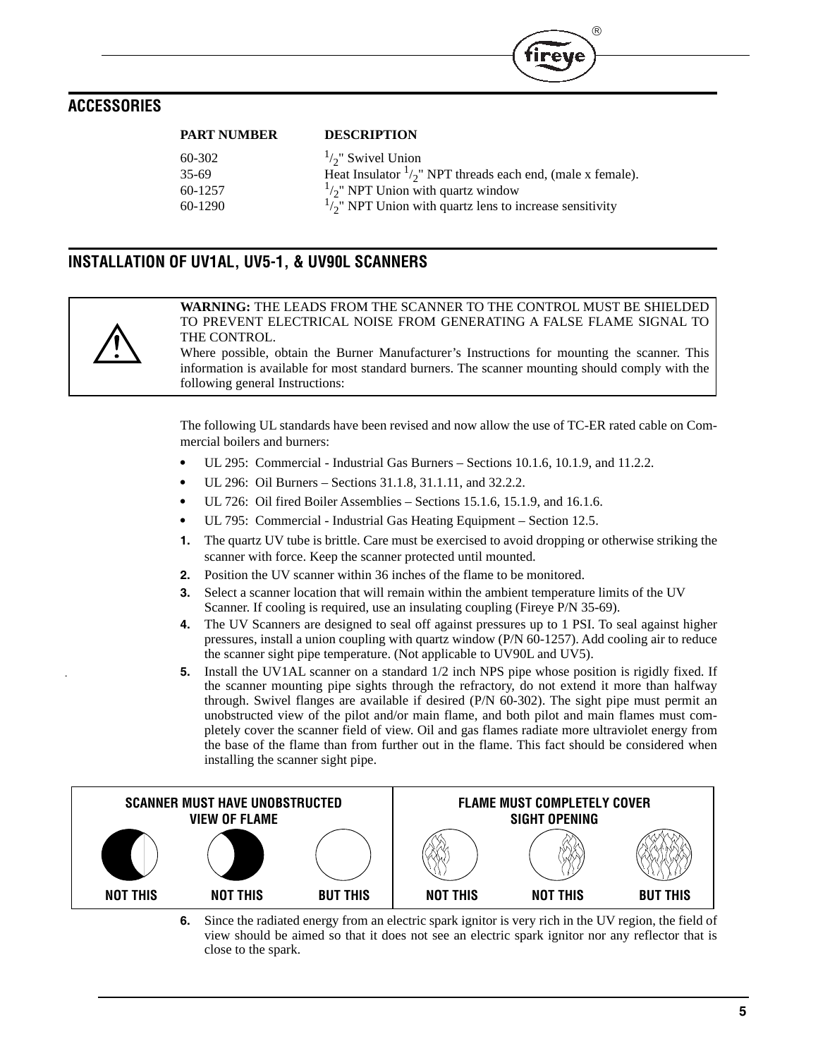## ACCESSORIES

| PART NUMBER | DESCRIPTION |
|---|---|
| 60-302 | $^1/_2$" Swivel Union |
| 35-69 | Heat Insulator $^1/_2$" NPT threads each end, (male x female). |
| 60-1257 | $^1/_2$" NPT Union with quartz window |
| 60-1290 | $^1/_2$" NPT Union with quartz lens to increase sensitivity |

## INSTALLATION OF UV1AL, UV5-1, & UV90L SCANNERS

**WARNING:** THE LEADS FROM THE SCANNER TO THE CONTROL MUST BE SHIELDED TO PREVENT ELECTRICAL NOISE FROM GENERATING A FALSE FLAME SIGNAL TO THE CONTROL.
Where possible, obtain the Burner Manufacturer's Instructions for mounting the scanner. This information is available for most standard burners. The scanner mounting should comply with the following general Instructions:

The following UL standards have been revised and now allow the use of TC-ER rated cable on Commercial boilers and burners:

- UL 295: Commercial - Industrial Gas Burners – Sections 10.1.6, 10.1.9, and 11.2.2.
- UL 296: Oil Burners – Sections 31.1.8, 31.1.11, and 32.2.2.
- UL 726: Oil fired Boiler Assemblies – Sections 15.1.6, 15.1.9, and 16.1.6.
- UL 795: Commercial - Industrial Gas Heating Equipment – Section 12.5.

1. The quartz UV tube is brittle. Care must be exercised to avoid dropping or otherwise striking the scanner with force. Keep the scanner protected until mounted.
2. Position the UV scanner within 36 inches of the flame to be monitored.
3. Select a scanner location that will remain within the ambient temperature limits of the UV Scanner. If cooling is required, use an insulating coupling (Fireye P/N 35-69).
4. The UV Scanners are designed to seal off against pressures up to 1 PSI. To seal against higher pressures, install a union coupling with quartz window (P/N 60-1257). Add cooling air to reduce the scanner sight pipe temperature. (Not applicable to UV90L and UV5).
5. Install the UV1AL scanner on a standard 1/2 inch NPS pipe whose position is rigidly fixed. If the scanner mounting pipe sights through the refractory, do not extend it more than halfway through. Swivel flanges are available if desired (P/N 60-302). The sight pipe must permit an unobstructed view of the pilot and/or main flame, and both pilot and main flames must completely cover the scanner field of view. Oil and gas flames radiate more ultraviolet energy from the base of the flame than from further out in the flame. This fact should be considered when installing the scanner sight pipe.

| SCANNER MUST HAVE UNOBSTRUCTED VIEW OF FLAME | | | FLAME MUST COMPLETELY COVER SIGHT OPENING | | |
|---|---|---|---|---|---|
| NOT THIS | NOT THIS | BUT THIS | NOT THIS | NOT THIS | BUT THIS |

6. Since the radiated energy from an electric spark ignitor is very rich in the UV region, the field of view should be aimed so that it does not see an electric spark ignitor nor any reflector that is close to the spark.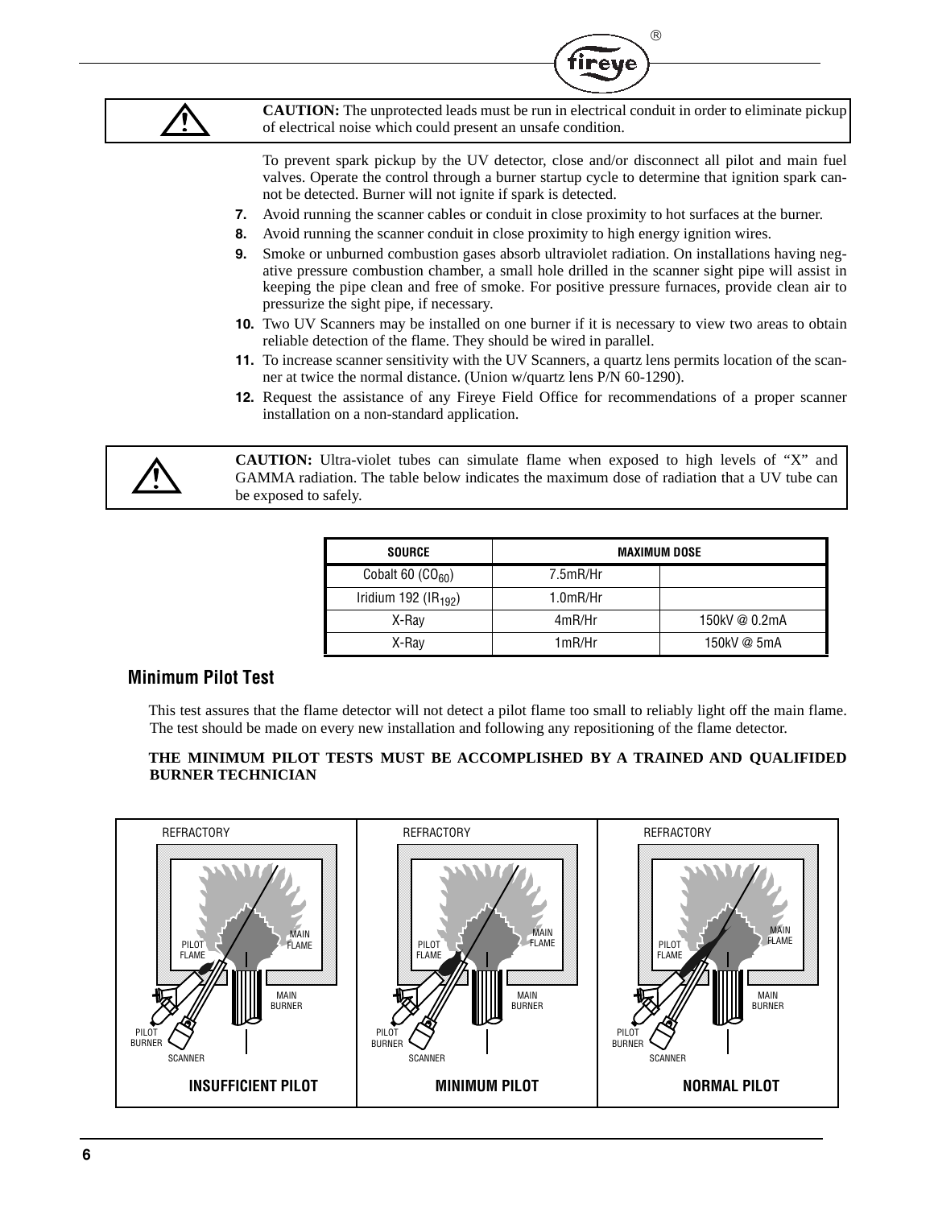> **CAUTION:** The unprotected leads must be run in electrical conduit in order to eliminate pickup of electrical noise which could present an unsafe condition.

To prevent spark pickup by the UV detector, close and/or disconnect all pilot and main fuel valves. Operate the control through a burner startup cycle to determine that ignition spark cannot be detected. Burner will not ignite if spark is detected.

7. Avoid running the scanner cables or conduit in close proximity to hot surfaces at the burner.
8. Avoid running the scanner conduit in close proximity to high energy ignition wires.
9. Smoke or unburned combustion gases absorb ultraviolet radiation. On installations having negative pressure combustion chamber, a small hole drilled in the scanner sight pipe will assist in keeping the pipe clean and free of smoke. For positive pressure furnaces, provide clean air to pressurize the sight pipe, if necessary.
10. Two UV Scanners may be installed on one burner if it is necessary to view two areas to obtain reliable detection of the flame. They should be wired in parallel.
11. To increase scanner sensitivity with the UV Scanners, a quartz lens permits location of the scanner at twice the normal distance. (Union w/quartz lens P/N 60-1290).
12. Request the assistance of any Fireye Field Office for recommendations of a proper scanner installation on a non-standard application.

> **CAUTION:** Ultra-violet tubes can simulate flame when exposed to high levels of "X" and GAMMA radiation. The table below indicates the maximum dose of radiation that a UV tube can be exposed to safely.

| SOURCE | MAXIMUM DOSE | |
|---|---|---|
| Cobalt 60 ($CO_{60}$) | 7.5mR/Hr | |
| Iridium 192 ($IR_{192}$) | 1.0mR/Hr | |
| X-Ray | 4mR/Hr | 150kV @ 0.2mA |
| X-Ray | 1mR/Hr | 150kV @ 5mA |

## Minimum Pilot Test

This test assures that the flame detector will not detect a pilot flame too small to reliably light off the main flame. The test should be made on every new installation and following any repositioning of the flame detector.

**THE MINIMUM PILOT TESTS MUST BE ACCOMPLISHED BY A TRAINED AND QUALIFIDED BURNER TECHNICIAN**

INSUFFICIENT PILOT | MINIMUM PILOT | NORMAL PILOT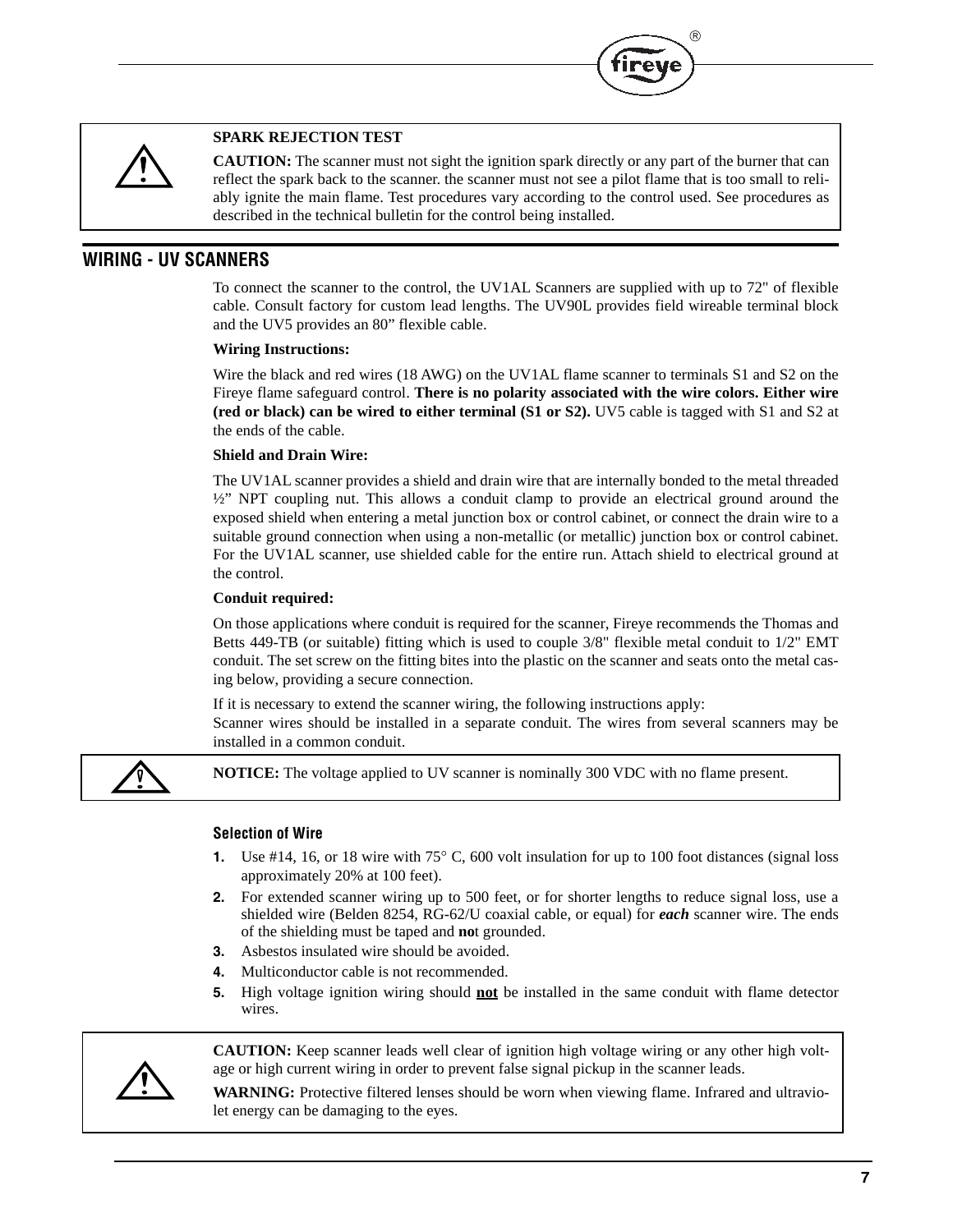**SPARK REJECTION TEST**

**CAUTION:** The scanner must not sight the ignition spark directly or any part of the burner that can reflect the spark back to the scanner. the scanner must not see a pilot flame that is too small to reliably ignite the main flame. Test procedures vary according to the control used. See procedures as described in the technical bulletin for the control being installed.

## WIRING - UV SCANNERS

To connect the scanner to the control, the UV1AL Scanners are supplied with up to 72" of flexible cable. Consult factory for custom lead lengths. The UV90L provides field wireable terminal block and the UV5 provides an 80” flexible cable.

**Wiring Instructions:**

Wire the black and red wires (18 AWG) on the UV1AL flame scanner to terminals S1 and S2 on the Fireye flame safeguard control. **There is no polarity associated with the wire colors. Either wire (red or black) can be wired to either terminal (S1 or S2).** UV5 cable is tagged with S1 and S2 at the ends of the cable.

**Shield and Drain Wire:**

The UV1AL scanner provides a shield and drain wire that are internally bonded to the metal threaded ½” NPT coupling nut. This allows a conduit clamp to provide an electrical ground around the exposed shield when entering a metal junction box or control cabinet, or connect the drain wire to a suitable ground connection when using a non-metallic (or metallic) junction box or control cabinet. For the UV1AL scanner, use shielded cable for the entire run. Attach shield to electrical ground at the control.

**Conduit required:**

On those applications where conduit is required for the scanner, Fireye recommends the Thomas and Betts 449-TB (or suitable) fitting which is used to couple 3/8" flexible metal conduit to 1/2" EMT conduit. The set screw on the fitting bites into the plastic on the scanner and seats onto the metal casing below, providing a secure connection.

If it is necessary to extend the scanner wiring, the following instructions apply:
Scanner wires should be installed in a separate conduit. The wires from several scanners may be installed in a common conduit.

**NOTICE:** The voltage applied to UV scanner is nominally 300 VDC with no flame present.

### Selection of Wire

1. Use #14, 16, or 18 wire with 75° C, 600 volt insulation for up to 100 foot distances (signal loss approximately 20% at 100 feet).
2. For extended scanner wiring up to 500 feet, or for shorter lengths to reduce signal loss, use a shielded wire (Belden 8254, RG-62/U coaxial cable, or equal) for ***each*** scanner wire. The ends of the shielding must be taped and **no**t grounded.
3. Asbestos insulated wire should be avoided.
4. Multiconductor cable is not recommended.
5. High voltage ignition wiring should <u>**not**</u> be installed in the same conduit with flame detector wires.

**CAUTION:** Keep scanner leads well clear of ignition high voltage wiring or any other high voltage or high current wiring in order to prevent false signal pickup in the scanner leads.

**WARNING:** Protective filtered lenses should be worn when viewing flame. Infrared and ultraviolet energy can be damaging to the eyes.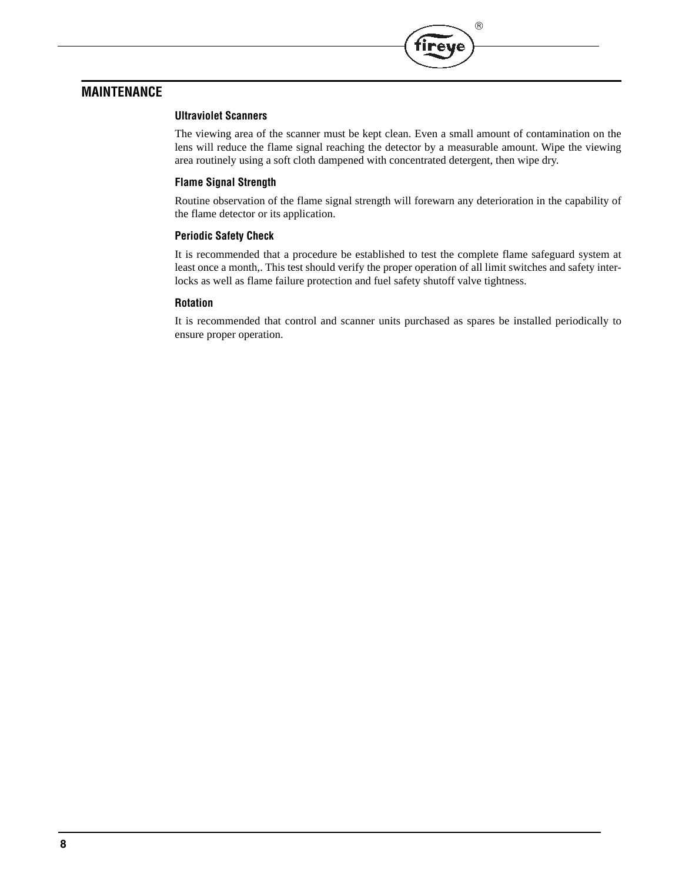## MAINTENANCE

### Ultraviolet Scanners

The viewing area of the scanner must be kept clean. Even a small amount of contamination on the lens will reduce the flame signal reaching the detector by a measurable amount. Wipe the viewing area routinely using a soft cloth dampened with concentrated detergent, then wipe dry.

### Flame Signal Strength

Routine observation of the flame signal strength will forewarn any deterioration in the capability of the flame detector or its application.

### Periodic Safety Check

It is recommended that a procedure be established to test the complete flame safeguard system at least once a month,. This test should verify the proper operation of all limit switches and safety interlocks as well as flame failure protection and fuel safety shutoff valve tightness.

### Rotation

It is recommended that control and scanner units purchased as spares be installed periodically to ensure proper operation.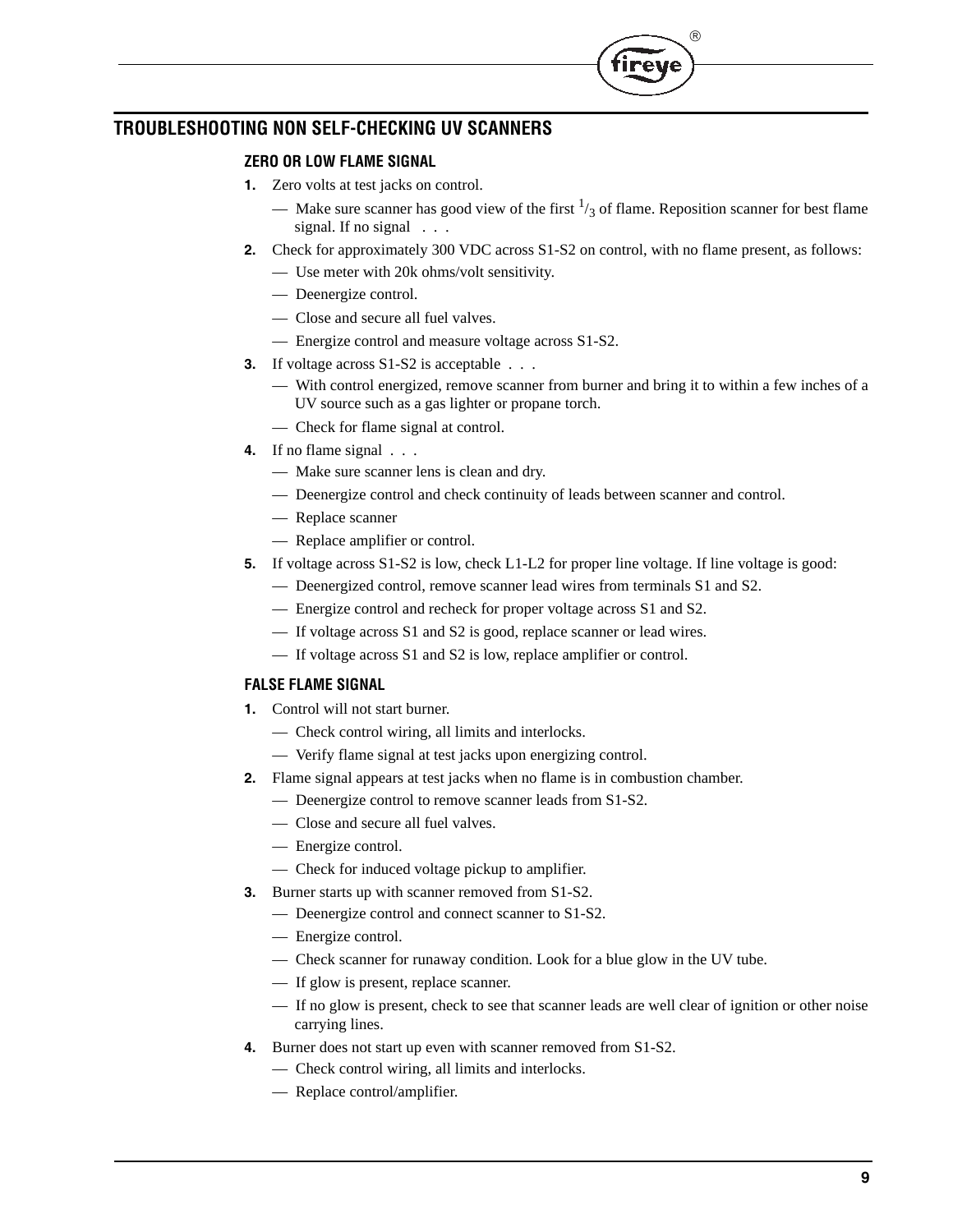## TROUBLESHOOTING NON SELF-CHECKING UV SCANNERS

### ZERO OR LOW FLAME SIGNAL

1. Zero volts at test jacks on control.
   - — Make sure scanner has good view of the first $^1/_3$ of flame. Reposition scanner for best flame signal. If no signal . . .
2. Check for approximately 300 VDC across S1-S2 on control, with no flame present, as follows:
   - — Use meter with 20k ohms/volt sensitivity.
   - — Deenergize control.
   - — Close and secure all fuel valves.
   - — Energize control and measure voltage across S1-S2.
3. If voltage across S1-S2 is acceptable . . .
   - — With control energized, remove scanner from burner and bring it to within a few inches of a UV source such as a gas lighter or propane torch.
   - — Check for flame signal at control.
4. If no flame signal . . .
   - — Make sure scanner lens is clean and dry.
   - — Deenergize control and check continuity of leads between scanner and control.
   - — Replace scanner
   - — Replace amplifier or control.
5. If voltage across S1-S2 is low, check L1-L2 for proper line voltage. If line voltage is good:
   - — Deenergized control, remove scanner lead wires from terminals S1 and S2.
   - — Energize control and recheck for proper voltage across S1 and S2.
   - — If voltage across S1 and S2 is good, replace scanner or lead wires.
   - — If voltage across S1 and S2 is low, replace amplifier or control.

### FALSE FLAME SIGNAL

1. Control will not start burner.
   - — Check control wiring, all limits and interlocks.
   - — Verify flame signal at test jacks upon energizing control.
2. Flame signal appears at test jacks when no flame is in combustion chamber.
   - — Deenergize control to remove scanner leads from S1-S2.
   - — Close and secure all fuel valves.
   - — Energize control.
   - — Check for induced voltage pickup to amplifier.
3. Burner starts up with scanner removed from S1-S2.
   - — Deenergize control and connect scanner to S1-S2.
   - — Energize control.
   - — Check scanner for runaway condition. Look for a blue glow in the UV tube.
   - — If glow is present, replace scanner.
   - — If no glow is present, check to see that scanner leads are well clear of ignition or other noise carrying lines.
4. Burner does not start up even with scanner removed from S1-S2.
   - — Check control wiring, all limits and interlocks.
   - — Replace control/amplifier.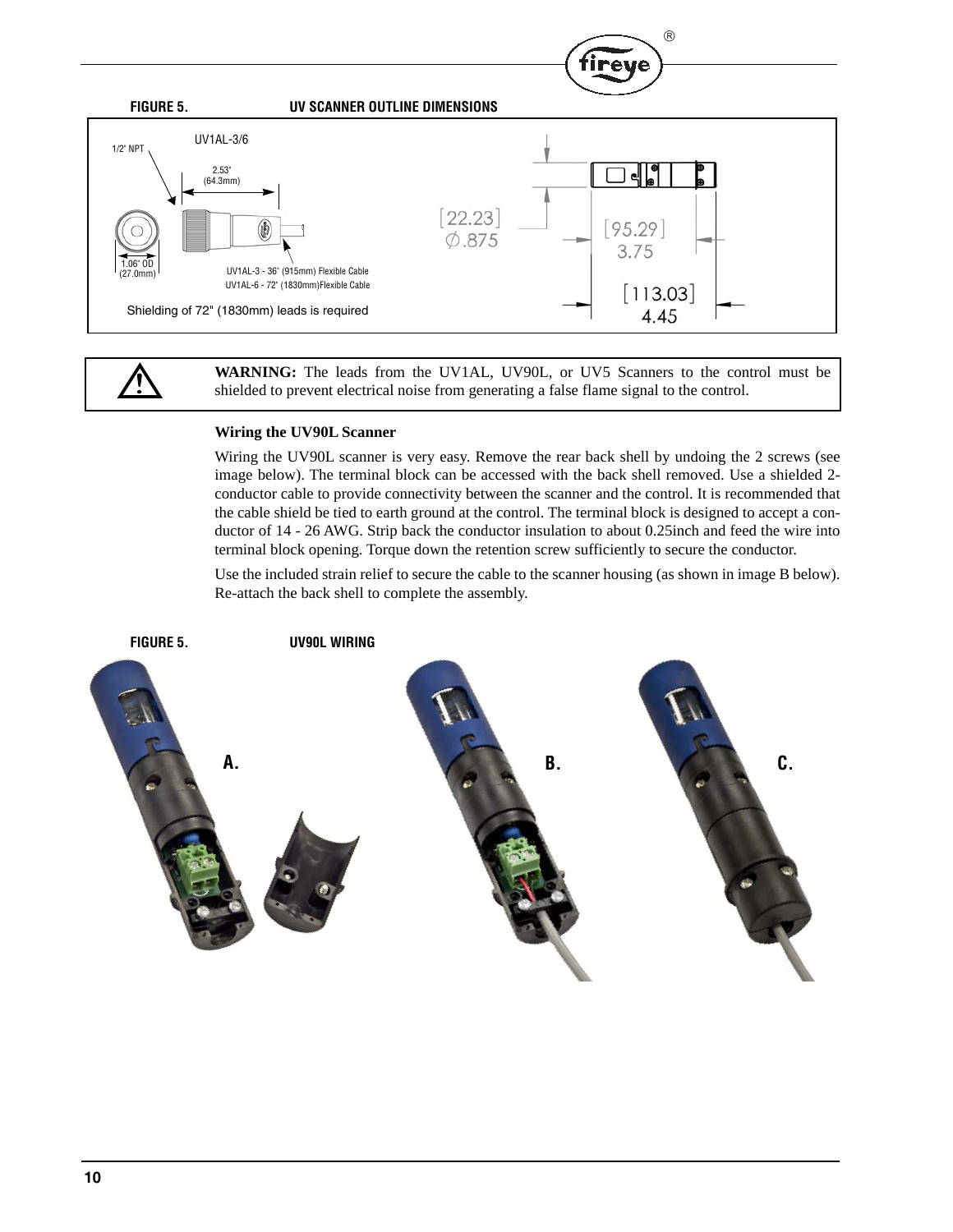**FIGURE 5. UV SCANNER OUTLINE DIMENSIONS**

UV1AL-3/6

1/2" NPT

2.53" (64.3mm)

1.06" OD (27.0mm)

UV1AL-3 - 36" (915mm) Flexible Cable
UV1AL-6 - 72" (1830mm)Flexible Cable

Shielding of 72" (1830mm) leads is required

[22.23] ∅.875

[95.29] 3.75

[113.03] 4.45

**WARNING:** The leads from the UV1AL, UV90L, or UV5 Scanners to the control must be shielded to prevent electrical noise from generating a false flame signal to the control.

### Wiring the UV90L Scanner

Wiring the UV90L scanner is very easy. Remove the rear back shell by undoing the 2 screws (see image below). The terminal block can be accessed with the back shell removed. Use a shielded 2-conductor cable to provide connectivity between the scanner and the control. It is recommended that the cable shield be tied to earth ground at the control. The terminal block is designed to accept a conductor of 14 - 26 AWG. Strip back the conductor insulation to about 0.25inch and feed the wire into terminal block opening. Torque down the retention screw sufficiently to secure the conductor.

Use the included strain relief to secure the cable to the scanner housing (as shown in image B below). Re-attach the back shell to complete the assembly.

**FIGURE 5. UV90L WIRING**

A. B. C.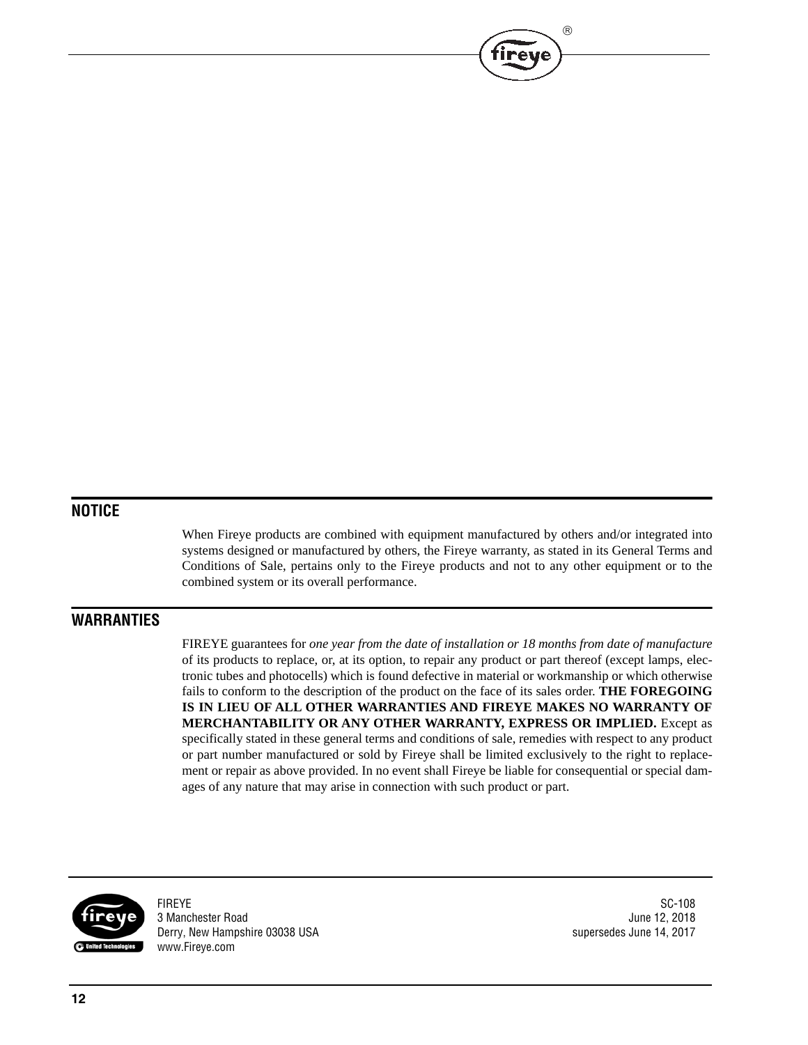## NOTICE

When Fireye products are combined with equipment manufactured by others and/or integrated into systems designed or manufactured by others, the Fireye warranty, as stated in its General Terms and Conditions of Sale, pertains only to the Fireye products and not to any other equipment or to the combined system or its overall performance.

## WARRANTIES

FIREYE guarantees for *one year from the date of installation or 18 months from date of manufacture* of its products to replace, or, at its option, to repair any product or part thereof (except lamps, electronic tubes and photocells) which is found defective in material or workmanship or which otherwise fails to conform to the description of the product on the face of its sales order. **THE FOREGOING IS IN LIEU OF ALL OTHER WARRANTIES AND FIREYE MAKES NO WARRANTY OF MERCHANTABILITY OR ANY OTHER WARRANTY, EXPRESS OR IMPLIED.** Except as specifically stated in these general terms and conditions of sale, remedies with respect to any product or part number manufactured or sold by Fireye shall be limited exclusively to the right to replacement or repair as above provided. In no event shall Fireye be liable for consequential or special damages of any nature that may arise in connection with such product or part.

FIREYE
3 Manchester Road
Derry, New Hampshire 03038 USA
www.Fireye.com

SC-108
June 12, 2018
supersedes June 14, 2017